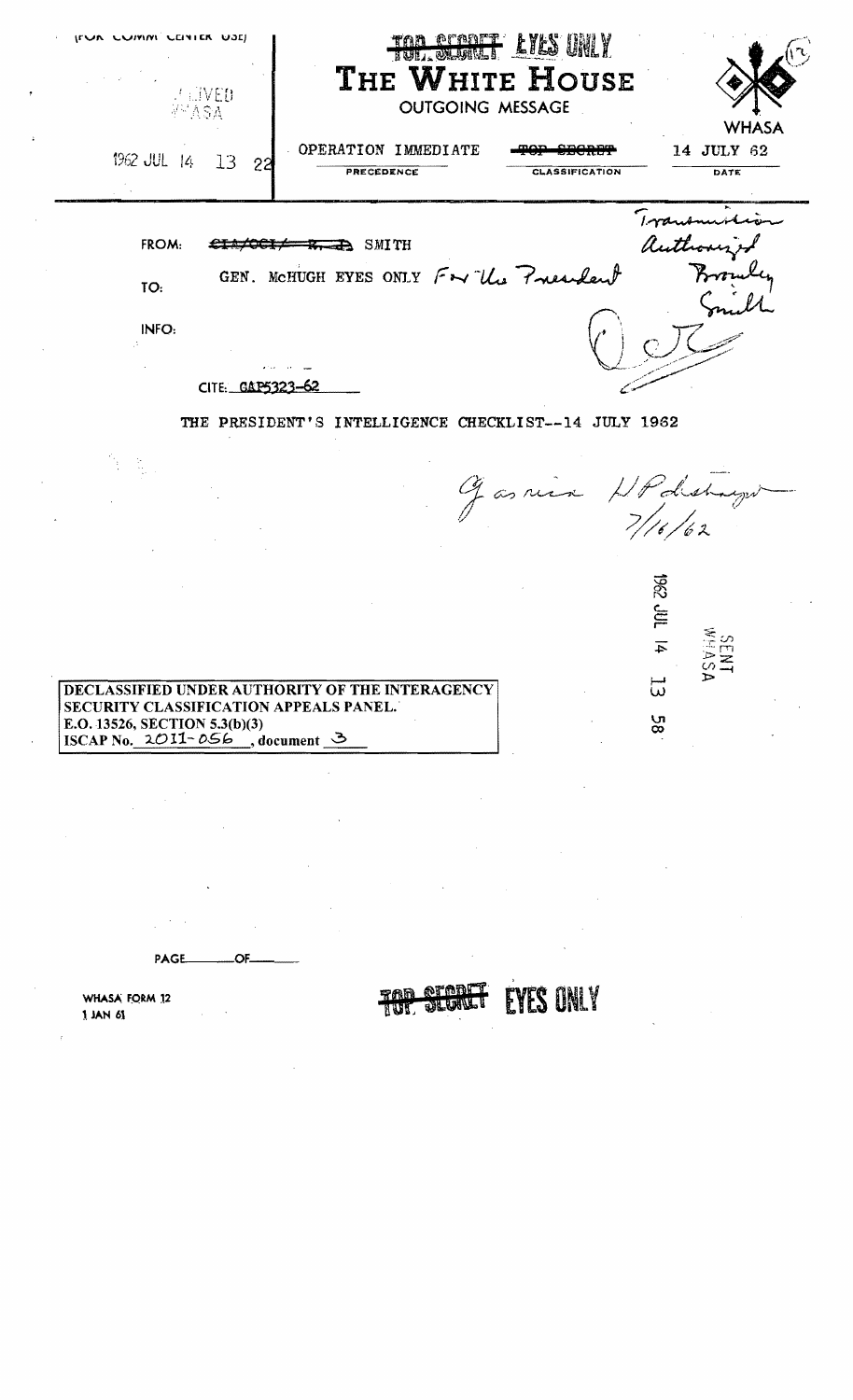(FOR COMM CENTER USE)

RECEIVED
WHASA

1962 JUL 14 13 22

TOP SECRET EYES ONLY

# THE WHITE HOUSE

OUTGOING MESSAGE

WHASA

| OPERATION IMMEDIATE | ~~TOP SECRET~~ | 14 JULY 62 |
| --- | --- | --- |
| PRECEDENCE | CLASSIFICATION | DATE |

FROM: ~~CIA/OCI/ R. J.~~ SMITH

TO: GEN. McHUGH EYES ONLY For the President

INFO:

CITE: GAP5323-62

Transmission authorized Bromley Smith

THE PRESIDENT'S INTELLIGENCE CHECKLIST--14 JULY 1962

G. [illegible signature] 7/16/62

1962 JUL 14 13 58

SENT WHASA

DECLASSIFIED UNDER AUTHORITY OF THE INTERAGENCY SECURITY CLASSIFICATION APPEALS PANEL.
E.O. 13526, SECTION 5.3(b)(3)
ISCAP No. 2011-056, document 3

PAGE____OF____

WHASA FORM 12
1 JAN 61

TOP SECRET EYES ONLY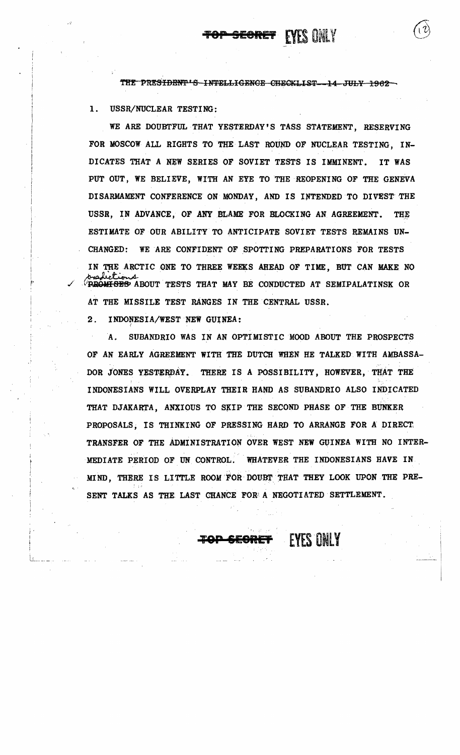~~THE PRESIDENT'S INTELLIGENCE CHECKLIST--14 JULY 1962~~

1. USSR/NUCLEAR TESTING:

WE ARE DOUBTFUL THAT YESTERDAY'S TASS STATEMENT, RESERVING FOR MOSCOW ALL RIGHTS TO THE LAST ROUND OF NUCLEAR TESTING, INDICATES THAT A NEW SERIES OF SOVIET TESTS IS IMMINENT. IT WAS PUT OUT, WE BELIEVE, WITH AN EYE TO THE REOPENING OF THE GENEVA DISARMAMENT CONFERENCE ON MONDAY, AND IS INTENDED TO DIVEST THE USSR, IN ADVANCE, OF ANY BLAME FOR BLOCKING AN AGREEMENT. THE ESTIMATE OF OUR ABILITY TO ANTICIPATE SOVIET TESTS REMAINS UNCHANGED: WE ARE CONFIDENT OF SPOTTING PREPARATIONS FOR TESTS IN THE ARCTIC ONE TO THREE WEEKS AHEAD OF TIME, BUT CAN MAKE NO predictions ~~PROMISES~~ ABOUT TESTS THAT MAY BE CONDUCTED AT SEMIPALATINSK OR AT THE MISSILE TEST RANGES IN THE CENTRAL USSR.

2. INDONESIA/WEST NEW GUINEA:

A. SUBANDRIO WAS IN AN OPTIMISTIC MOOD ABOUT THE PROSPECTS OF AN EARLY AGREEMENT WITH THE DUTCH WHEN HE TALKED WITH AMBASSADOR JONES YESTERDAY. THERE IS A POSSIBILITY, HOWEVER, THAT THE INDONESIANS WILL OVERPLAY THEIR HAND AS SUBANDRIO ALSO INDICATED THAT DJAKARTA, ANXIOUS TO SKIP THE SECOND PHASE OF THE BUNKER PROPOSALS, IS THINKING OF PRESSING HARD TO ARRANGE FOR A DIRECT TRANSFER OF THE ADMINISTRATION OVER WEST NEW GUINEA WITH NO INTERMEDIATE PERIOD OF UN CONTROL. WHATEVER THE INDONESIANS HAVE IN MIND, THERE IS LITTLE ROOM FOR DOUBT THAT THEY LOOK UPON THE PRESENT TALKS AS THE LAST CHANCE FOR A NEGOTIATED SETTLEMENT.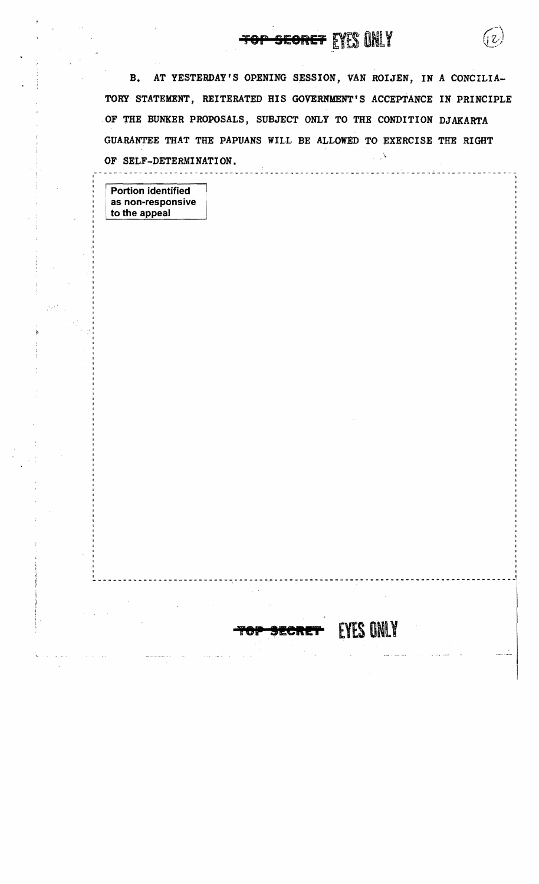B. AT YESTERDAY'S OPENING SESSION, VAN ROIJEN, IN A CONCILIATORY STATEMENT, REITERATED HIS GOVERNMENT'S ACCEPTANCE IN PRINCIPLE OF THE BUNKER PROPOSALS, SUBJECT ONLY TO THE CONDITION DJAKARTA GUARANTEE THAT THE PAPUANS WILL BE ALLOWED TO EXERCISE THE RIGHT OF SELF-DETERMINATION.

Portion identified as non-responsive to the appeal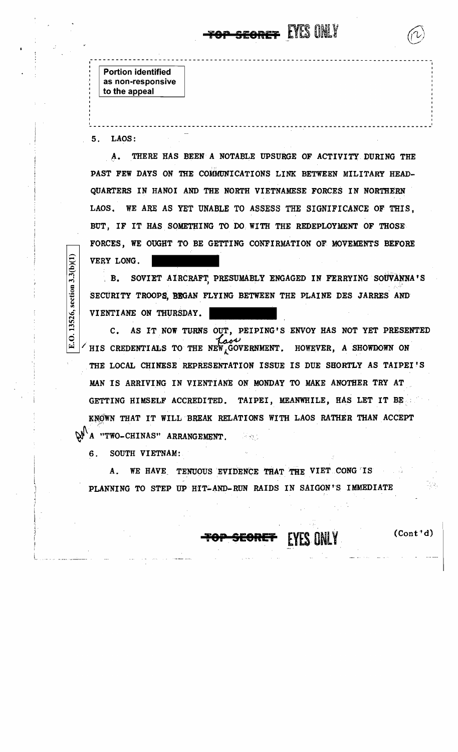TOP SECRET EYES ONLY

Portion identified as non-responsive to the appeal

E.O. 13526, section 3.3(b)(1)

5. LAOS:

A. THERE HAS BEEN A NOTABLE UPSURGE OF ACTIVITY DURING THE PAST FEW DAYS ON THE COMMUNICATIONS LINK BETWEEN MILITARY HEADQUARTERS IN HANOI AND THE NORTH VIETNAMESE FORCES IN NORTHERN LAOS. WE ARE AS YET UNABLE TO ASSESS THE SIGNIFICANCE OF THIS, BUT, IF IT HAS SOMETHING TO DO WITH THE REDEPLOYMENT OF THOSE FORCES, WE OUGHT TO BE GETTING CONFIRMATION OF MOVEMENTS BEFORE VERY LONG. ██████

B. SOVIET AIRCRAFT, PRESUMABLY ENGAGED IN FERRYING SOUVANNA'S SECURITY TROOPS, BEGAN FLYING BETWEEN THE PLAINE DES JARRES AND VIENTIANE ON THURSDAY. ██████

C. AS IT NOW TURNS OUT, PEIPING'S ENVOY HAS NOT YET PRESENTED HIS CREDENTIALS TO THE NEW Laos GOVERNMENT. HOWEVER, A SHOWDOWN ON THE LOCAL CHINESE REPRESENTATION ISSUE IS DUE SHORTLY AS TAIPEI'S MAN IS ARRIVING IN VIENTIANE ON MONDAY TO MAKE ANOTHER TRY AT GETTING HIMSELF ACCREDITED. TAIPEI, MEANWHILE, HAS LET IT BE KNOWN THAT IT WILL BREAK RELATIONS WITH LAOS RATHER THAN ACCEPT A "TWO-CHINAS" ARRANGEMENT.

6. SOUTH VIETNAM:

A. WE HAVE TENUOUS EVIDENCE THAT THE VIET CONG IS PLANNING TO STEP UP HIT-AND-RUN RAIDS IN SAIGON'S IMMEDIATE

TOP SECRET EYES ONLY (Cont'd)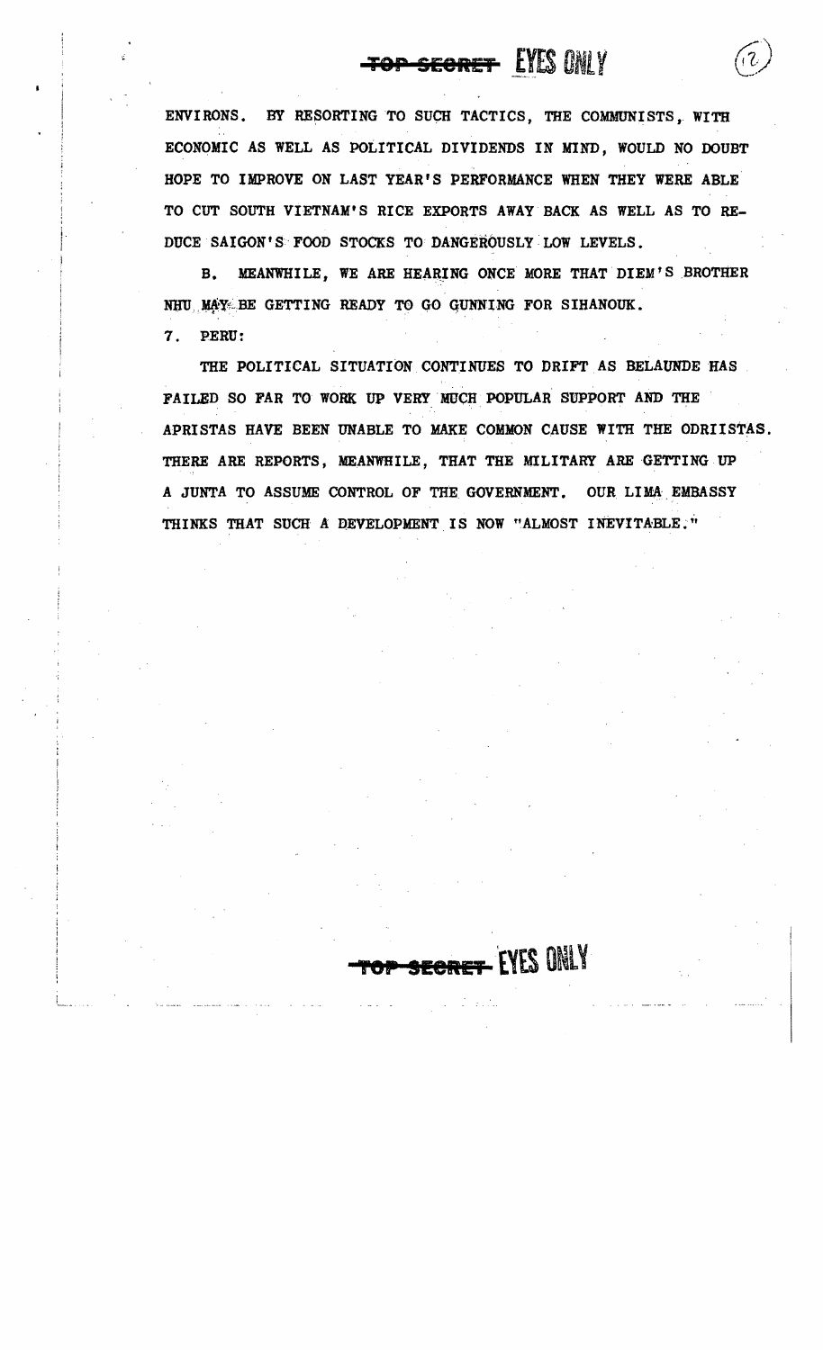ENVIRONS. BY RESORTING TO SUCH TACTICS, THE COMMUNISTS, WITH ECONOMIC AS WELL AS POLITICAL DIVIDENDS IN MIND, WOULD NO DOUBT HOPE TO IMPROVE ON LAST YEAR'S PERFORMANCE WHEN THEY WERE ABLE TO CUT SOUTH VIETNAM'S RICE EXPORTS AWAY BACK AS WELL AS TO REDUCE SAIGON'S FOOD STOCKS TO DANGEROUSLY LOW LEVELS.

B. MEANWHILE, WE ARE HEARING ONCE MORE THAT DIEM'S BROTHER NHU MAY BE GETTING READY TO GO GUNNING FOR SIHANOUK.

7. PERU:

THE POLITICAL SITUATION CONTINUES TO DRIFT AS BELAUNDE HAS FAILED SO FAR TO WORK UP VERY MUCH POPULAR SUPPORT AND THE APRISTAS HAVE BEEN UNABLE TO MAKE COMMON CAUSE WITH THE ODRIISTAS. THERE ARE REPORTS, MEANWHILE, THAT THE MILITARY ARE GETTING UP A JUNTA TO ASSUME CONTROL OF THE GOVERNMENT. OUR LIMA EMBASSY THINKS THAT SUCH A DEVELOPMENT IS NOW "ALMOST INEVITABLE."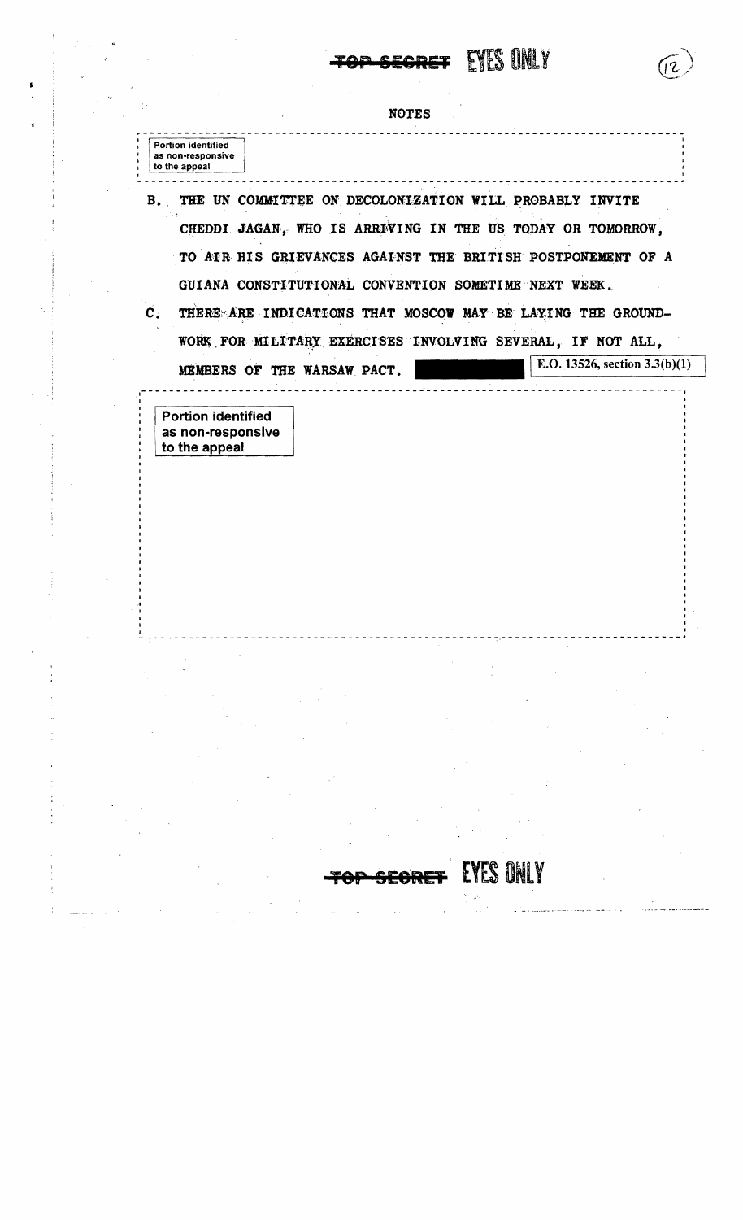TOP SECRET EYES ONLY

NOTES

Portion identified as non-responsive to the appeal

B. THE UN COMMITTEE ON DECOLONIZATION WILL PROBABLY INVITE CHEDDI JAGAN, WHO IS ARRIVING IN THE US TODAY OR TOMORROW, TO AIR HIS GRIEVANCES AGAINST THE BRITISH POSTPONEMENT OF A GUIANA CONSTITUTIONAL CONVENTION SOMETIME NEXT WEEK.

C. THERE ARE INDICATIONS THAT MOSCOW MAY BE LAYING THE GROUNDWORK FOR MILITARY EXERCISES INVOLVING SEVERAL, IF NOT ALL, MEMBERS OF THE WARSAW PACT. [redacted] E.O. 13526, section 3.3(b)(1)

Portion identified as non-responsive to the appeal

TOP SECRET EYES ONLY